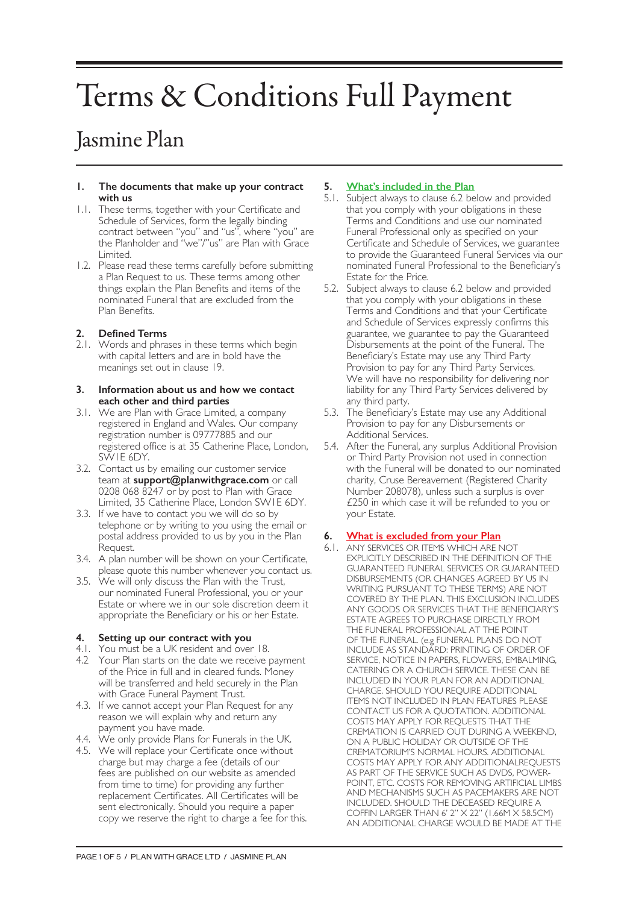# Terms & Conditions Full Payment

## Jasmine Plan

**1. The documents that make up your contract with us**

1.1. These terms, together with your Certificate and Schedule of Services, form the legally binding contract between "you" and "us", where "you" are the Planholder and "we"/"us" are Plan with Grace Limited.

1.2. Please read these terms carefully before submitting a Plan Request to us. These terms among other things explain the Plan Benefits and items of the nominated Funeral that are excluded from the Plan Benefits.

**2. Defined Terms**

2.1. Words and phrases in these terms which begin with capital letters and are in bold have the meanings set out in clause 19.

**3. Information about us and how we contact each other and third parties**

3.1. We are Plan with Grace Limited, a company registered in England and Wales. Our company registration number is 09777885 and our registered office is at 35 Catherine Place, London, SW1E 6DY.

3.2. Contact us by emailing our customer service team at **support@planwithgrace.com** or call 0208 068 8247 or by post to Plan with Grace Limited, 35 Catherine Place, London SW1E 6DY.

3.3. If we have to contact you we will do so by telephone or by writing to you using the email or postal address provided to us by you in the Plan Request.

3.4. A plan number will be shown on your Certificate, please quote this number whenever you contact us.

3.5. We will only discuss the Plan with the Trust, our nominated Funeral Professional, you or your Estate or where we in our sole discretion deem it appropriate the Beneficiary or his or her Estate.

**4. Setting up our contract with you**

4.1. You must be a UK resident and over 18.

4.2 Your Plan starts on the date we receive payment of the Price in full and in cleared funds. Money will be transferred and held securely in the Plan with Grace Funeral Payment Trust.

4.3. If we cannot accept your Plan Request for any reason we will explain why and return any payment you have made.

4.4. We only provide Plans for Funerals in the UK.

4.5. We will replace your Certificate once without charge but may charge a fee (details of our fees are published on our website as amended from time to time) for providing any further replacement Certificates. All Certificates will be sent electronically. Should you require a paper copy we reserve the right to charge a fee for this.

**5. What's included in the Plan**

5.1. Subject always to clause 6.2 below and provided that you comply with your obligations in these Terms and Conditions and use our nominated Funeral Professional only as specified on your Certificate and Schedule of Services, we guarantee to provide the Guaranteed Funeral Services via our nominated Funeral Professional to the Beneficiary's Estate for the Price.

5.2. Subject always to clause 6.2 below and provided that you comply with your obligations in these Terms and Conditions and that your Certificate and Schedule of Services expressly confirms this guarantee, we guarantee to pay the Guaranteed Disbursements at the point of the Funeral. The Beneficiary's Estate may use any Third Party Provision to pay for any Third Party Services. We will have no responsibility for delivering nor liability for any Third Party Services delivered by any third party.

5.3. The Beneficiary's Estate may use any Additional Provision to pay for any Disbursements or Additional Services.

5.4. After the Funeral, any surplus Additional Provision or Third Party Provision not used in connection with the Funeral will be donated to our nominated charity, Cruse Bereavement (Registered Charity Number 208078), unless such a surplus is over £250 in which case it will be refunded to you or your Estate.

**6. What is excluded from your Plan**

6.1. ANY SERVICES OR ITEMS WHICH ARE NOT EXPLICITLY DESCRIBED IN THE DEFINITION OF THE GUARANTEED FUNERAL SERVICES OR GUARANTEED DISBURSEMENTS (OR CHANGES AGREED BY US IN WRITING PURSUANT TO THESE TERMS) ARE NOT COVERED BY THE PLAN. THIS EXCLUSION INCLUDES ANY GOODS OR SERVICES THAT THE BENEFICIARY'S ESTATE AGREES TO PURCHASE DIRECTLY FROM THE FUNERAL PROFESSIONAL AT THE POINT OF THE FUNERAL. (e.g FUNERAL PLANS DO NOT INCLUDE AS STANDARD: PRINTING OF ORDER OF SERVICE, NOTICE IN PAPERS, FLOWERS, EMBALMING, CATERING OR A CHURCH SERVICE. THESE CAN BE INCLUDED IN YOUR PLAN FOR AN ADDITIONAL CHARGE. SHOULD YOU REQUIRE ADDITIONAL ITEMS NOT INCLUDED IN PLAN FEATURES PLEASE CONTACT US FOR A QUOTATION. ADDITIONAL COSTS MAY APPLY FOR REQUESTS THAT THE CREMATION IS CARRIED OUT DURING A WEEKEND, ON A PUBLIC HOLIDAY OR OUTSIDE OF THE CREMATORIUM'S NORMAL HOURS. ADDITIONAL COSTS MAY APPLY FOR ANY ADDITIONALREQUESTS AS PART OF THE SERVICE SUCH AS DVDS, POWER-POINT, ETC. COSTS FOR REMOVING ARTIFICIAL LIMBS AND MECHANISMS SUCH AS PACEMAKERS ARE NOT INCLUDED. SHOULD THE DECEASED REQUIRE A COFFIN LARGER THAN 6' 2" X 22" (1.66M X 58.5CM) AN ADDITIONAL CHARGE WOULD BE MADE AT THE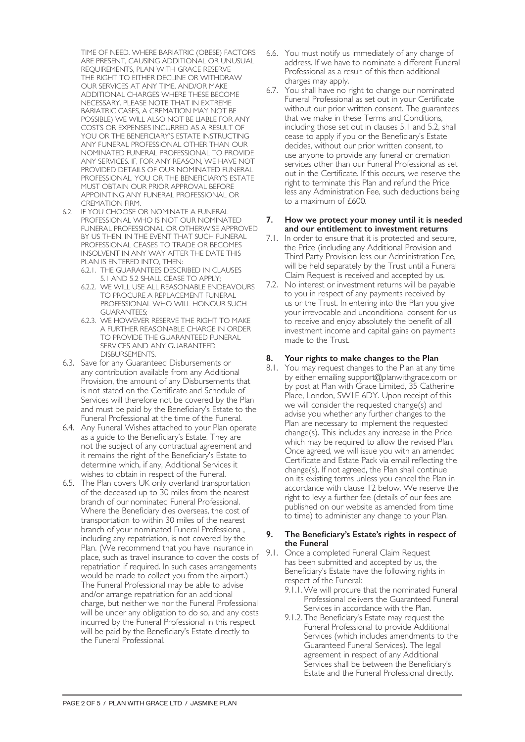TIME OF NEED. WHERE BARIATRIC (OBESE) FACTORS ARE PRESENT, CAUSING ADDITIONAL OR UNUSUAL REQUIREMENTS, PLAN WITH GRACE RESERVE THE RIGHT TO EITHER DECLINE OR WITHDRAW OUR SERVICES AT ANY TIME, AND/OR MAKE ADDITIONAL CHARGES WHERE THESE BECOME NECESSARY. PLEASE NOTE THAT IN EXTREME BARIATRIC CASES, A CREMATION MAY NOT BE POSSIBLE) WE WILL ALSO NOT BE LIABLE FOR ANY COSTS OR EXPENSES INCURRED AS A RESULT OF YOU OR THE BENEFICIARY'S ESTATE INSTRUCTING ANY FUNERAL PROFESSIONAL OTHER THAN OUR NOMINATED FUNERAL PROFESSIONAL TO PROVIDE ANY SERVICES. IF, FOR ANY REASON, WE HAVE NOT PROVIDED DETAILS OF OUR NOMINATED FUNERAL PROFESSIONAL, YOU OR THE BENEFICIARY'S ESTATE MUST OBTAIN OUR PRIOR APPROVAL BEFORE APPOINTING ANY FUNERAL PROFESSIONAL OR CREMATION FIRM.

6.2. IF YOU CHOOSE OR NOMINATE A FUNERAL PROFESSIONAL WHO IS NOT OUR NOMINATED FUNERAL PROFESSIONAL OR OTHERWISE APPROVED BY US THEN, IN THE EVENT THAT SUCH FUNERAL PROFESSIONAL CEASES TO TRADE OR BECOMES INSOLVENT IN ANY WAY AFTER THE DATE THIS PLAN IS ENTERED INTO, THEN:
  - 6.2.1. THE GUARANTEES DESCRIBED IN CLAUSES 5.1 AND 5.2 SHALL CEASE TO APPLY;
  - 6.2.2. WE WILL USE ALL REASONABLE ENDEAVOURS TO PROCURE A REPLACEMENT FUNERAL PROFESSIONAL WHO WILL HONOUR SUCH GUARANTEES;
  - 6.2.3. WE HOWEVER RESERVE THE RIGHT TO MAKE A FURTHER REASONABLE CHARGE IN ORDER TO PROVIDE THE GUARANTEED FUNERAL SERVICES AND ANY GUARANTEED DISBURSEMENTS.

6.3. Save for any Guaranteed Disbursements or any contribution available from any Additional Provision, the amount of any Disbursements that is not stated on the Certificate and Schedule of Services will therefore not be covered by the Plan and must be paid by the Beneficiary's Estate to the Funeral Professional at the time of the Funeral.

6.4. Any Funeral Wishes attached to your Plan operate as a guide to the Beneficiary's Estate. They are not the subject of any contractual agreement and it remains the right of the Beneficiary's Estate to determine which, if any, Additional Services it wishes to obtain in respect of the Funeral.

6.5. The Plan covers UK only overland transportation of the deceased up to 30 miles from the nearest branch of our nominated Funeral Professional. Where the Beneficiary dies overseas, the cost of transportation to within 30 miles of the nearest branch of your nominated Funeral Professiona , including any repatriation, is not covered by the Plan. (We recommend that you have insurance in place, such as travel insurance to cover the costs of repatriation if required. In such cases arrangements would be made to collect you from the airport.) The Funeral Professional may be able to advise and/or arrange repatriation for an additional charge, but neither we nor the Funeral Professional will be under any obligation to do so, and any costs incurred by the Funeral Professional in this respect will be paid by the Beneficiary's Estate directly to the Funeral Professional.

6.6. You must notify us immediately of any change of address. If we have to nominate a different Funeral Professional as a result of this then additional charges may apply.

6.7. You shall have no right to change our nominated Funeral Professional as set out in your Certificate without our prior written consent. The guarantees that we make in these Terms and Conditions, including those set out in clauses 5.1 and 5.2, shall cease to apply if you or the Beneficiary's Estate decides, without our prior written consent, to use anyone to provide any funeral or cremation services other than our Funeral Professional as set out in the Certificate. If this occurs, we reserve the right to terminate this Plan and refund the Price less any Administration Fee, such deductions being to a maximum of £600.

## 7. How we protect your money until it is needed and our entitlement to investment returns

7.1. In order to ensure that it is protected and secure, the Price (including any Additional Provision and Third Party Provision less our Administration Fee, will be held separately by the Trust until a Funeral Claim Request is received and accepted by us.

7.2. No interest or investment returns will be payable to you in respect of any payments received by us or the Trust. In entering into the Plan you give your irrevocable and unconditional consent for us to receive and enjoy absolutely the benefit of all investment income and capital gains on payments made to the Trust.

## 8. Your rights to make changes to the Plan

8.1. You may request changes to the Plan at any time by either emailing support@planwithgrace.com or by post at Plan with Grace Limited, 35 Catherine Place, London, SW1E 6DY. Upon receipt of this we will consider the requested change(s) and advise you whether any further changes to the Plan are necessary to implement the requested change(s). This includes any increase in the Price which may be required to allow the revised Plan. Once agreed, we will issue you with an amended Certificate and Estate Pack via email reflecting the change(s). If not agreed, the Plan shall continue on its existing terms unless you cancel the Plan in accordance with clause 12 below. We reserve the right to levy a further fee (details of our fees are published on our website as amended from time to time) to administer any change to your Plan.

## 9. The Beneficiary's Estate's rights in respect of the Funeral

9.1. Once a completed Funeral Claim Request has been submitted and accepted by us, the Beneficiary's Estate have the following rights in respect of the Funeral:
  - 9.1.1. We will procure that the nominated Funeral Professional delivers the Guaranteed Funeral Services in accordance with the Plan.
  - 9.1.2. The Beneficiary's Estate may request the Funeral Professional to provide Additional Services (which includes amendments to the Guaranteed Funeral Services). The legal agreement in respect of any Additional Services shall be between the Beneficiary's Estate and the Funeral Professional directly.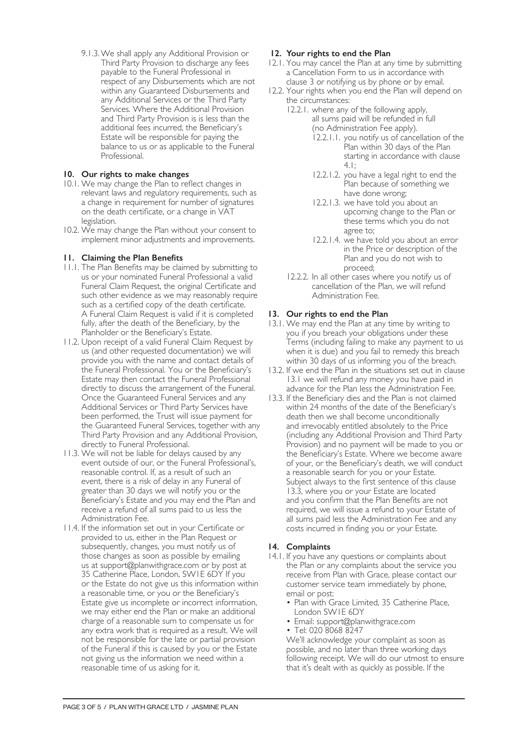9.1.3. We shall apply any Additional Provision or Third Party Provision to discharge any fees payable to the Funeral Professional in respect of any Disbursements which are not within any Guaranteed Disbursements and any Additional Services or the Third Party Services. Where the Additional Provision and Third Party Provision is is less than the additional fees incurred, the Beneficiary's Estate will be responsible for paying the balance to us or as applicable to the Funeral Professional.

## 10. Our rights to make changes

10.1. We may change the Plan to reflect changes in relevant laws and regulatory requirements, such as a change in requirement for number of signatures on the death certificate, or a change in VAT legislation.

10.2. We may change the Plan without your consent to implement minor adjustments and improvements.

## 11. Claiming the Plan Benefits

11.1. The Plan Benefits may be claimed by submitting to us or your nominated Funeral Professional a valid Funeral Claim Request, the original Certificate and such other evidence as we may reasonably require such as a certified copy of the death certificate. A Funeral Claim Request is valid if it is completed fully, after the death of the Beneficiary, by the Planholder or the Beneficiary's Estate.

11.2. Upon receipt of a valid Funeral Claim Request by us (and other requested documentation) we will provide you with the name and contact details of the Funeral Professional. You or the Beneficiary's Estate may then contact the Funeral Professional directly to discuss the arrangement of the Funeral. Once the Guaranteed Funeral Services and any Additional Services or Third Party Services have been performed, the Trust will issue payment for the Guaranteed Funeral Services, together with any Third Party Provision and any Additional Provision, directly to Funeral Professional.

11.3. We will not be liable for delays caused by any event outside of our, or the Funeral Professional's, reasonable control. If, as a result of such an event, there is a risk of delay in any Funeral of greater than 30 days we will notify you or the Beneficiary's Estate and you may end the Plan and receive a refund of all sums paid to us less the Administration Fee.

11.4. If the information set out in your Certificate or provided to us, either in the Plan Request or subsequently, changes, you must notify us of those changes as soon as possible by emailing us at support@planwithgrace.com or by post at 35 Catherine Place, London, SW1E 6DY If you or the Estate do not give us this information within a reasonable time, or you or the Beneficiary's Estate give us incomplete or incorrect information, we may either end the Plan or make an additional charge of a reasonable sum to compensate us for any extra work that is required as a result. We will not be responsible for the late or partial provision of the Funeral if this is caused by you or the Estate not giving us the information we need within a reasonable time of us asking for it.

## 12. Your rights to end the Plan

12.1. You may cancel the Plan at any time by submitting a Cancellation Form to us in accordance with clause 3 or notifying us by phone or by email.

12.2. Your rights when you end the Plan will depend on the circumstances:

- 12.2.1. where any of the following apply, all sums paid will be refunded in full (no Administration Fee apply).
  - 12.2.1.1. you notify us of cancellation of the Plan within 30 days of the Plan starting in accordance with clause 4.1;
  - 12.2.1.2. you have a legal right to end the Plan because of something we have done wrong;
  - 12.2.1.3. we have told you about an upcoming change to the Plan or these terms which you do not agree to;
  - 12.2.1.4. we have told you about an error in the Price or description of the Plan and you do not wish to proceed;
- 12.2.2. In all other cases where you notify us of cancellation of the Plan, we will refund Administration Fee.

## 13. Our rights to end the Plan

13.1. We may end the Plan at any time by writing to you if you breach your obligations under these Terms (including failing to make any payment to us when it is due) and you fail to remedy this breach within 30 days of us informing you of the breach.

13.2. If we end the Plan in the situations set out in clause 13.1 we will refund any money you have paid in advance for the Plan less the Administration Fee.

13.3. If the Beneficiary dies and the Plan is not claimed within 24 months of the date of the Beneficiary's death then we shall become unconditionally and irrevocably entitled absolutely to the Price (including any Additional Provision and Third Party Provision) and no payment will be made to you or the Beneficiary's Estate. Where we become aware of your, or the Beneficiary's death, we will conduct a reasonable search for you or your Estate. Subject always to the first sentence of this clause 13.3, where you or your Estate are located and you confirm that the Plan Benefits are not required, we will issue a refund to your Estate of all sums paid less the Administration Fee and any costs incurred in finding you or your Estate.

## 14. Complaints

14.1. If you have any questions or complaints about the Plan or any complaints about the service you receive from Plan with Grace, please contact our customer service team immediately by phone, email or post:

- Plan with Grace Limited, 35 Catherine Place, London SW1E 6DY
- Email: support@planwithgrace.com
- Tel: 020 8068 8247

We'll acknowledge your complaint as soon as possible, and no later than three working days following receipt. We will do our utmost to ensure that it's dealt with as quickly as possible. If the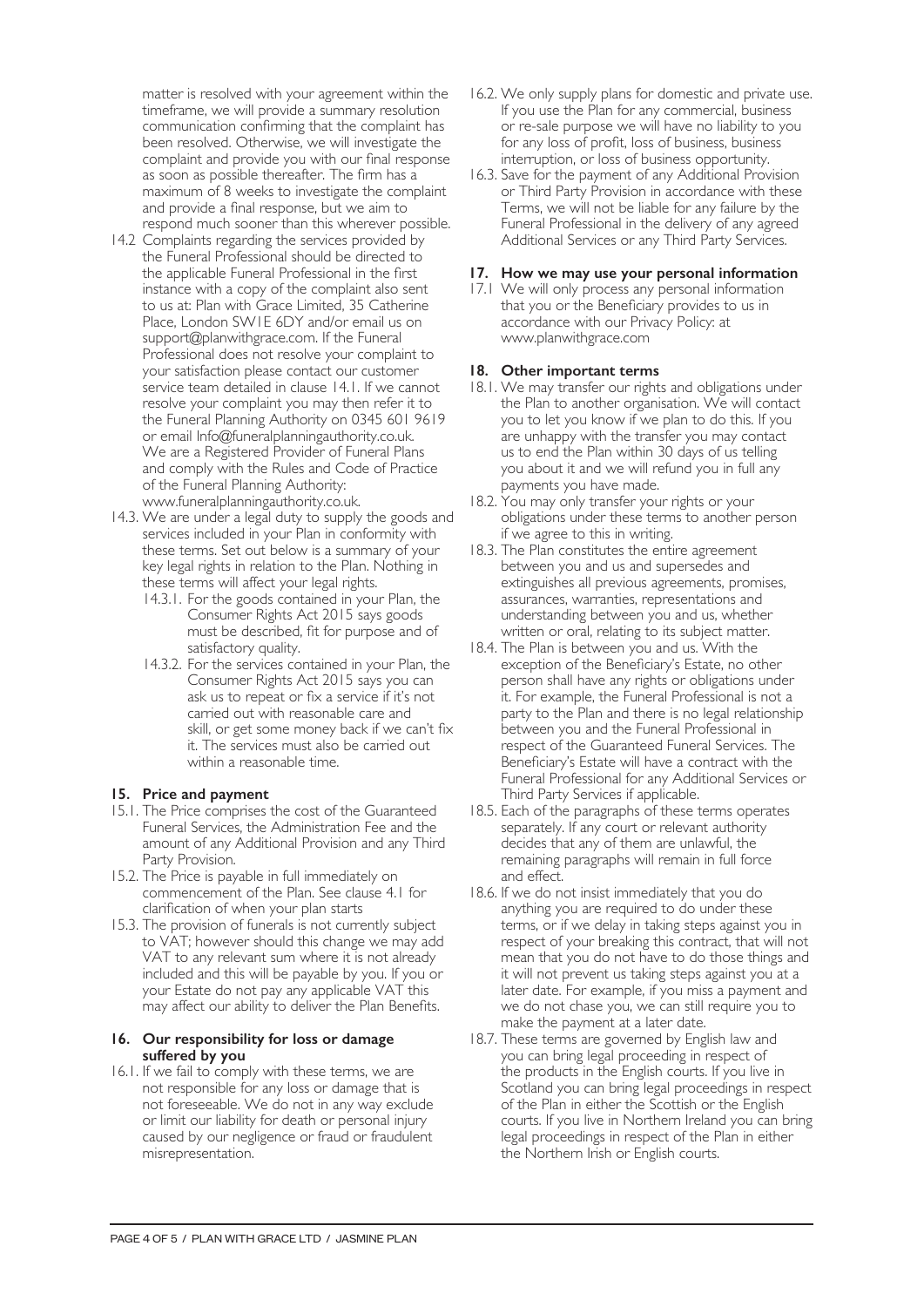matter is resolved with your agreement within the timeframe, we will provide a summary resolution communication confirming that the complaint has been resolved. Otherwise, we will investigate the complaint and provide you with our final response as soon as possible thereafter. The firm has a maximum of 8 weeks to investigate the complaint and provide a final response, but we aim to respond much sooner than this wherever possible.

14.2 Complaints regarding the services provided by the Funeral Professional should be directed to the applicable Funeral Professional in the first instance with a copy of the complaint also sent to us at: Plan with Grace Limited, 35 Catherine Place, London SW1E 6DY and/or email us on support@planwithgrace.com. If the Funeral Professional does not resolve your complaint to your satisfaction please contact our customer service team detailed in clause 14.1. If we cannot resolve your complaint you may then refer it to the Funeral Planning Authority on 0345 601 9619 or email Info@funeralplanningauthority.co.uk. We are a Registered Provider of Funeral Plans and comply with the Rules and Code of Practice of the Funeral Planning Authority: www.funeralplanningauthority.co.uk.

14.3. We are under a legal duty to supply the goods and services included in your Plan in conformity with these terms. Set out below is a summary of your key legal rights in relation to the Plan. Nothing in these terms will affect your legal rights.

- 14.3.1. For the goods contained in your Plan, the Consumer Rights Act 2015 says goods must be described, fit for purpose and of satisfactory quality.
- 14.3.2. For the services contained in your Plan, the Consumer Rights Act 2015 says you can ask us to repeat or fix a service if it's not carried out with reasonable care and skill, or get some money back if we can't fix it. The services must also be carried out within a reasonable time.

## 15. Price and payment

15.1. The Price comprises the cost of the Guaranteed Funeral Services, the Administration Fee and the amount of any Additional Provision and any Third Party Provision.

15.2. The Price is payable in full immediately on commencement of the Plan. See clause 4.1 for clarification of when your plan starts

15.3. The provision of funerals is not currently subject to VAT; however should this change we may add VAT to any relevant sum where it is not already included and this will be payable by you. If you or your Estate do not pay any applicable VAT this may affect our ability to deliver the Plan Benefits.

## 16. Our responsibility for loss or damage suffered by you

16.1. If we fail to comply with these terms, we are not responsible for any loss or damage that is not foreseeable. We do not in any way exclude or limit our liability for death or personal injury caused by our negligence or fraud or fraudulent misrepresentation.

16.2. We only supply plans for domestic and private use. If you use the Plan for any commercial, business or re-sale purpose we will have no liability to you for any loss of profit, loss of business, business interruption, or loss of business opportunity.

16.3. Save for the payment of any Additional Provision or Third Party Provision in accordance with these Terms, we will not be liable for any failure by the Funeral Professional in the delivery of any agreed Additional Services or any Third Party Services.

## 17. How we may use your personal information

17.1 We will only process any personal information that you or the Beneficiary provides to us in accordance with our Privacy Policy: at www.planwithgrace.com

## 18. Other important terms

18.1. We may transfer our rights and obligations under the Plan to another organisation. We will contact you to let you know if we plan to do this. If you are unhappy with the transfer you may contact us to end the Plan within 30 days of us telling you about it and we will refund you in full any payments you have made.

18.2. You may only transfer your rights or your obligations under these terms to another person if we agree to this in writing.

18.3. The Plan constitutes the entire agreement between you and us and supersedes and extinguishes all previous agreements, promises, assurances, warranties, representations and understanding between you and us, whether written or oral, relating to its subject matter.

18.4. The Plan is between you and us. With the exception of the Beneficiary's Estate, no other person shall have any rights or obligations under it. For example, the Funeral Professional is not a party to the Plan and there is no legal relationship between you and the Funeral Professional in respect of the Guaranteed Funeral Services. The Beneficiary's Estate will have a contract with the Funeral Professional for any Additional Services or Third Party Services if applicable.

18.5. Each of the paragraphs of these terms operates separately. If any court or relevant authority decides that any of them are unlawful, the remaining paragraphs will remain in full force and effect.

18.6. If we do not insist immediately that you do anything you are required to do under these terms, or if we delay in taking steps against you in respect of your breaking this contract, that will not mean that you do not have to do those things and it will not prevent us taking steps against you at a later date. For example, if you miss a payment and we do not chase you, we can still require you to make the payment at a later date.

18.7. These terms are governed by English law and you can bring legal proceeding in respect of the products in the English courts. If you live in Scotland you can bring legal proceedings in respect of the Plan in either the Scottish or the English courts. If you live in Northern Ireland you can bring legal proceedings in respect of the Plan in either the Northern Irish or English courts.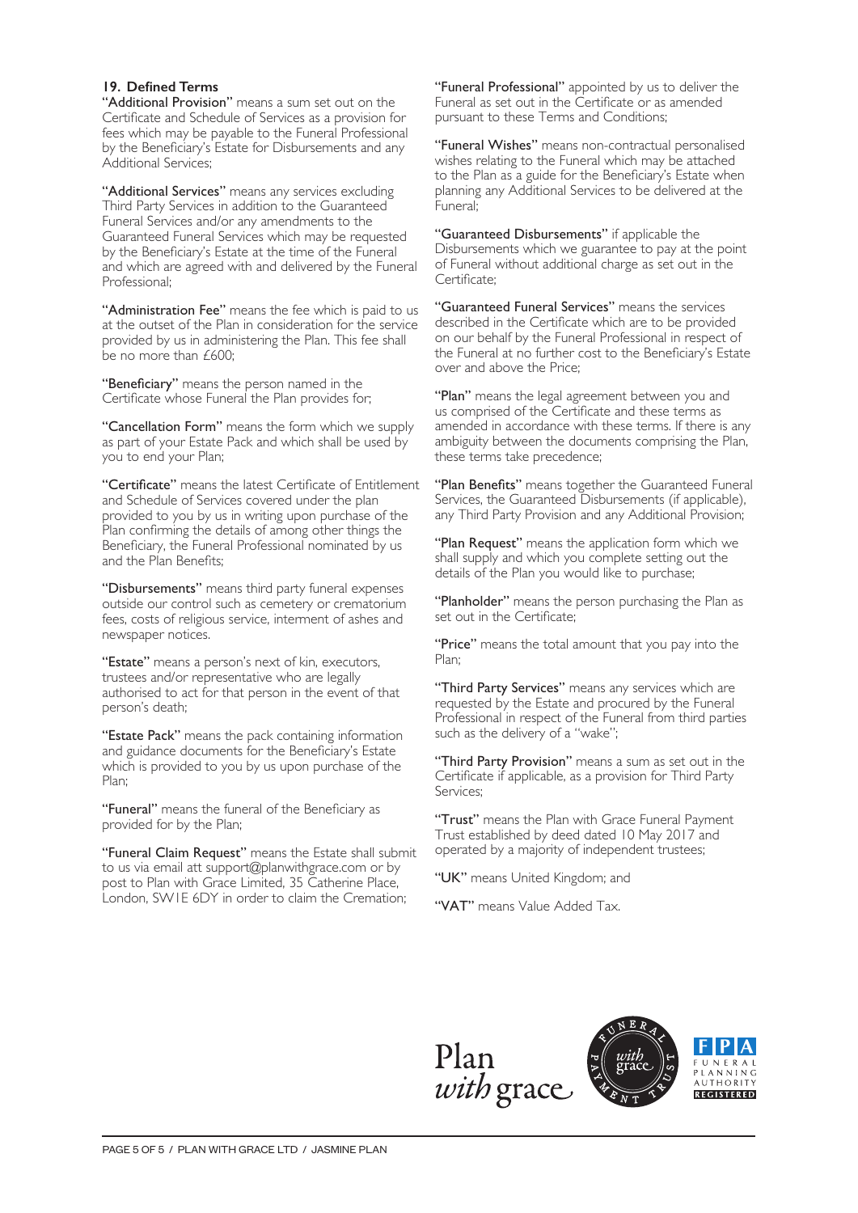## 19. Defined Terms

**"Additional Provision"** means a sum set out on the Certificate and Schedule of Services as a provision for fees which may be payable to the Funeral Professional by the Beneficiary's Estate for Disbursements and any Additional Services;

**"Additional Services"** means any services excluding Third Party Services in addition to the Guaranteed Funeral Services and/or any amendments to the Guaranteed Funeral Services which may be requested by the Beneficiary's Estate at the time of the Funeral and which are agreed with and delivered by the Funeral Professional;

**"Administration Fee"** means the fee which is paid to us at the outset of the Plan in consideration for the service provided by us in administering the Plan. This fee shall be no more than £600;

**"Beneficiary"** means the person named in the Certificate whose Funeral the Plan provides for;

**"Cancellation Form"** means the form which we supply as part of your Estate Pack and which shall be used by you to end your Plan;

**"Certificate"** means the latest Certificate of Entitlement and Schedule of Services covered under the plan provided to you by us in writing upon purchase of the Plan confirming the details of among other things the Beneficiary, the Funeral Professional nominated by us and the Plan Benefits;

**"Disbursements"** means third party funeral expenses outside our control such as cemetery or crematorium fees, costs of religious service, interment of ashes and newspaper notices.

**"Estate"** means a person's next of kin, executors, trustees and/or representative who are legally authorised to act for that person in the event of that person's death;

**"Estate Pack"** means the pack containing information and guidance documents for the Beneficiary's Estate which is provided to you by us upon purchase of the Plan;

**"Funeral"** means the funeral of the Beneficiary as provided for by the Plan;

**"Funeral Claim Request"** means the Estate shall submit to us via email att support@planwithgrace.com or by post to Plan with Grace Limited, 35 Catherine Place, London, SW1E 6DY in order to claim the Cremation;

**"Funeral Professional"** appointed by us to deliver the Funeral as set out in the Certificate or as amended pursuant to these Terms and Conditions;

**"Funeral Wishes"** means non-contractual personalised wishes relating to the Funeral which may be attached to the Plan as a guide for the Beneficiary's Estate when planning any Additional Services to be delivered at the Funeral;

**"Guaranteed Disbursements"** if applicable the Disbursements which we guarantee to pay at the point of Funeral without additional charge as set out in the Certificate;

**"Guaranteed Funeral Services"** means the services described in the Certificate which are to be provided on our behalf by the Funeral Professional in respect of the Funeral at no further cost to the Beneficiary's Estate over and above the Price;

**"Plan"** means the legal agreement between you and us comprised of the Certificate and these terms as amended in accordance with these terms. If there is any ambiguity between the documents comprising the Plan, these terms take precedence;

**"Plan Benefits"** means together the Guaranteed Funeral Services, the Guaranteed Disbursements (if applicable), any Third Party Provision and any Additional Provision;

**"Plan Request"** means the application form which we shall supply and which you complete setting out the details of the Plan you would like to purchase;

**"Planholder"** means the person purchasing the Plan as set out in the Certificate;

**"Price"** means the total amount that you pay into the Plan;

**"Third Party Services"** means any services which are requested by the Estate and procured by the Funeral Professional in respect of the Funeral from third parties such as the delivery of a "wake";

**"Third Party Provision"** means a sum as set out in the Certificate if applicable, as a provision for Third Party Services;

**"Trust"** means the Plan with Grace Funeral Payment Trust established by deed dated 10 May 2017 and operated by a majority of independent trustees;

**"UK"** means United Kingdom; and

**"VAT"** means Value Added Tax.